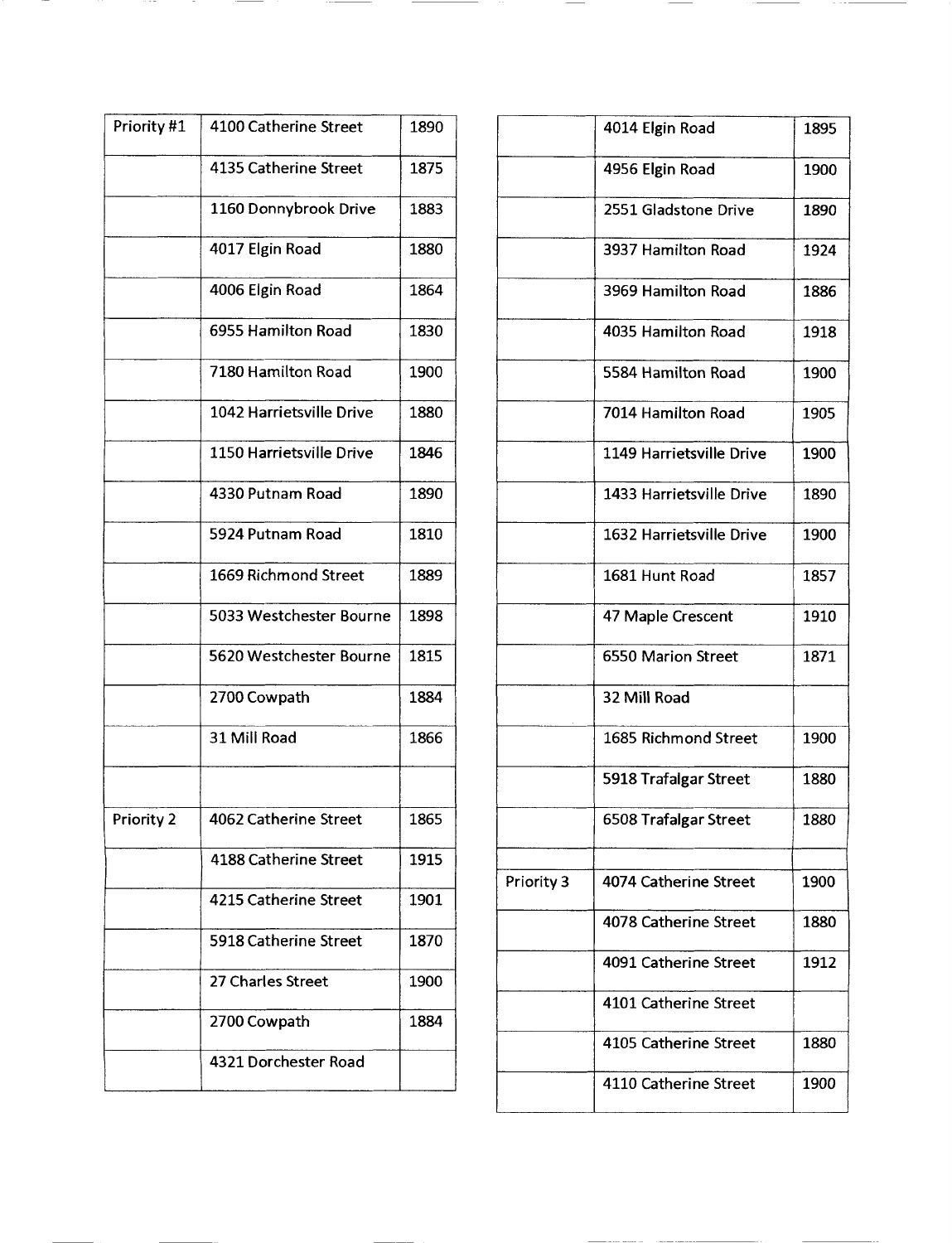| | | |
|---|---|---|
| Priority #1 | 4100 Catherine Street | 1890 |
| | 4135 Catherine Street | 1875 |
| | 1160 Donnybrook Drive | 1883 |
| | 4017 Elgin Road | 1880 |
| | 4006 Elgin Road | 1864 |
| | 6955 Hamilton Road | 1830 |
| | 7180 Hamilton Road | 1900 |
| | 1042 Harrietsville Drive | 1880 |
| | 1150 Harrietsville Drive | 1846 |
| | 4330 Putnam Road | 1890 |
| | 5924 Putnam Road | 1810 |
| | 1669 Richmond Street | 1889 |
| | 5033 Westchester Bourne | 1898 |
| | 5620 Westchester Bourne | 1815 |
| | 2700 Cowpath | 1884 |
| | 31 Mill Road | 1866 |
| | | |
| Priority 2 | 4062 Catherine Street | 1865 |
| | 4188 Catherine Street | 1915 |
| | 4215 Catherine Street | 1901 |
| | 5918 Catherine Street | 1870 |
| | 27 Charles Street | 1900 |
| | 2700 Cowpath | 1884 |
| | 4321 Dorchester Road | |
| | 4014 Elgin Road | 1895 |
| | 4956 Elgin Road | 1900 |
| | 2551 Gladstone Drive | 1890 |
| | 3937 Hamilton Road | 1924 |
| | 3969 Hamilton Road | 1886 |
| | 4035 Hamilton Road | 1918 |
| | 5584 Hamilton Road | 1900 |
| | 7014 Hamilton Road | 1905 |
| | 1149 Harrietsville Drive | 1900 |
| | 1433 Harrietsville Drive | 1890 |
| | 1632 Harrietsville Drive | 1900 |
| | 1681 Hunt Road | 1857 |
| | 47 Maple Crescent | 1910 |
| | 6550 Marion Street | 1871 |
| | 32 Mill Road | |
| | 1685 Richmond Street | 1900 |
| | 5918 Trafalgar Street | 1880 |
| | 6508 Trafalgar Street | 1880 |
| | | |
| Priority 3 | 4074 Catherine Street | 1900 |
| | 4078 Catherine Street | 1880 |
| | 4091 Catherine Street | 1912 |
| | 4101 Catherine Street | |
| | 4105 Catherine Street | 1880 |
| | 4110 Catherine Street | 1900 |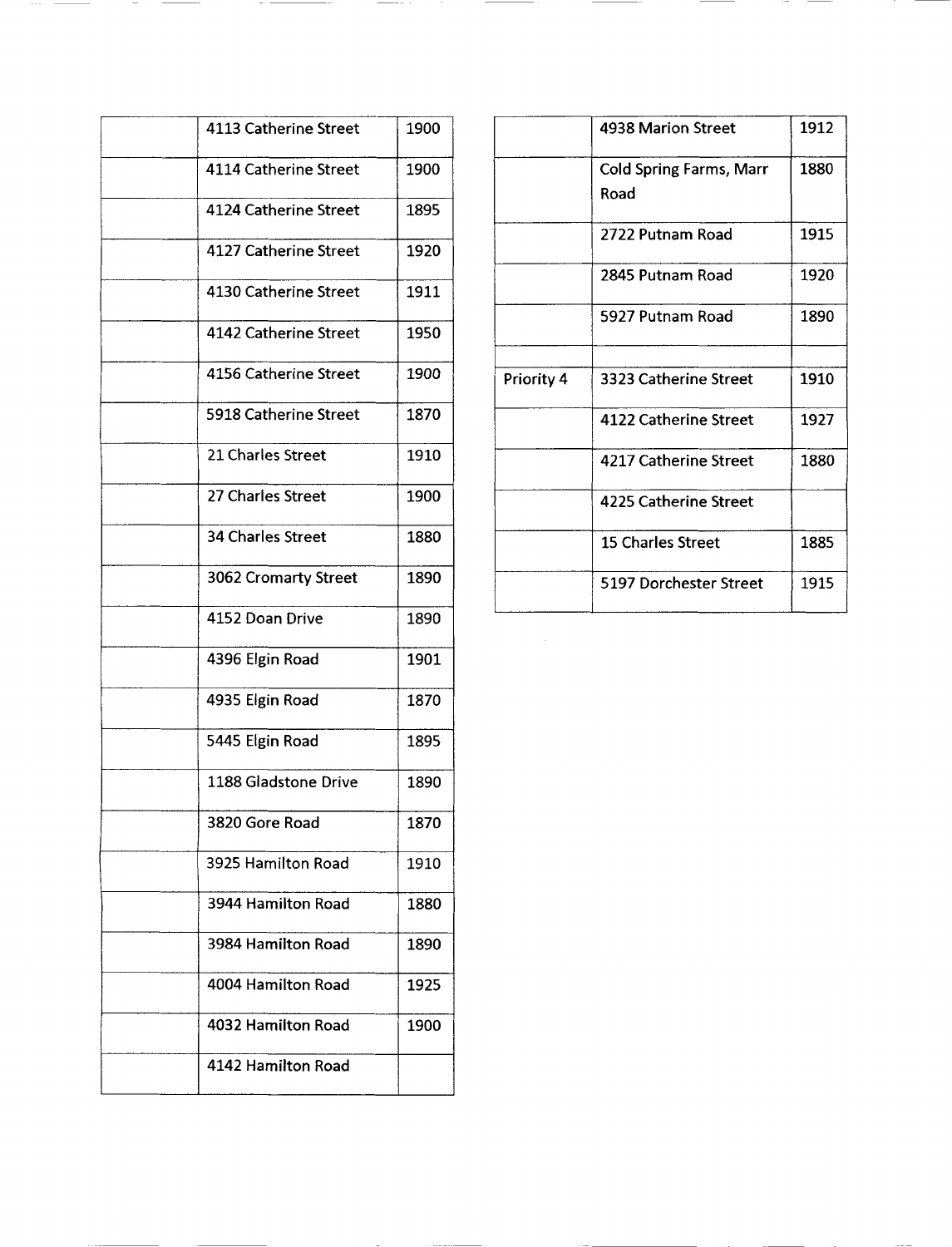| | | |
|---|---|---|
| | 4113 Catherine Street | 1900 |
| | 4114 Catherine Street | 1900 |
| | 4124 Catherine Street | 1895 |
| | 4127 Catherine Street | 1920 |
| | 4130 Catherine Street | 1911 |
| | 4142 Catherine Street | 1950 |
| | 4156 Catherine Street | 1900 |
| | 5918 Catherine Street | 1870 |
| | 21 Charles Street | 1910 |
| | 27 Charles Street | 1900 |
| | 34 Charles Street | 1880 |
| | 3062 Cromarty Street | 1890 |
| | 4152 Doan Drive | 1890 |
| | 4396 Elgin Road | 1901 |
| | 4935 Elgin Road | 1870 |
| | 5445 Elgin Road | 1895 |
| | 1188 Gladstone Drive | 1890 |
| | 3820 Gore Road | 1870 |
| | 3925 Hamilton Road | 1910 |
| | 3944 Hamilton Road | 1880 |
| | 3984 Hamilton Road | 1890 |
| | 4004 Hamilton Road | 1925 |
| | 4032 Hamilton Road | 1900 |
| | 4142 Hamilton Road | |
| | 4938 Marion Street | 1912 |
| | Cold Spring Farms, Marr Road | 1880 |
| | 2722 Putnam Road | 1915 |
| | 2845 Putnam Road | 1920 |
| | 5927 Putnam Road | 1890 |
| | | |
| Priority 4 | 3323 Catherine Street | 1910 |
| | 4122 Catherine Street | 1927 |
| | 4217 Catherine Street | 1880 |
| | 4225 Catherine Street | |
| | 15 Charles Street | 1885 |
| | 5197 Dorchester Street | 1915 |